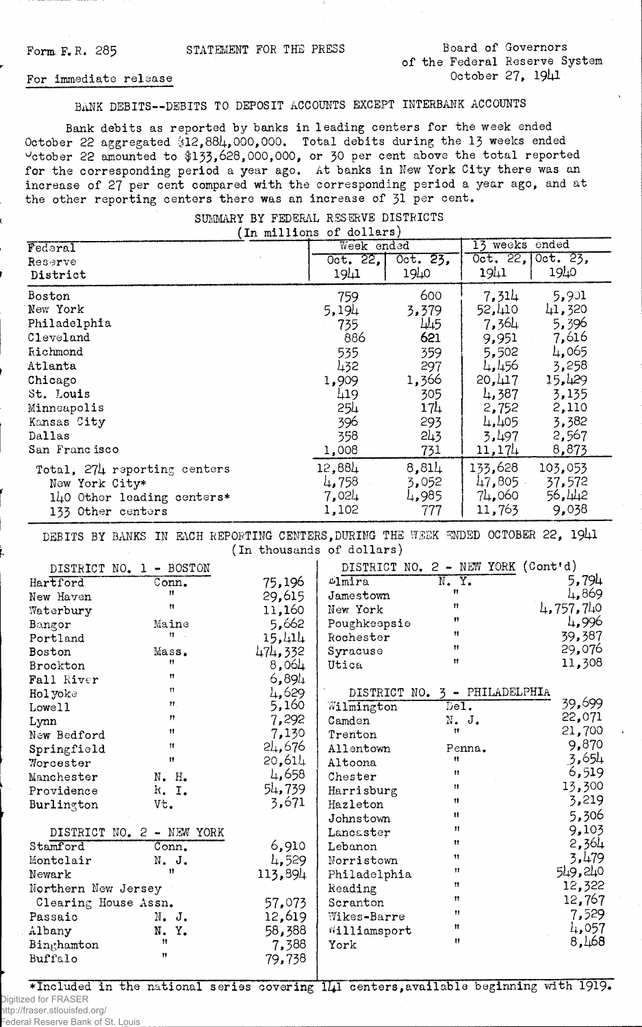Form F.R. 285 STATEMENT FOR THE PRESS

Board of Governors
of the Federal Reserve System
October 27, 1941

For immediate release

BANK DEBITS--DEBITS TO DEPOSIT ACCOUNTS EXCEPT INTERBANK ACCOUNTS

Bank debits as reported by banks in leading centers for the week ended October 22 aggregated $12,884,000,000. Total debits during the 13 weeks ended October 22 amounted to $133,628,000,000, or 30 per cent above the total reported for the corresponding period a year ago. At banks in New York City there was an increase of 27 per cent compared with the corresponding period a year ago, and at the other reporting centers there was an increase of 31 per cent.

SUMMARY BY FEDERAL RESERVE DISTRICTS
(In millions of dollars)

| Federal Reserve District | Week ended Oct. 22, 1941 | Week ended Oct. 23, 1940 | 13 weeks ended Oct. 22, 1941 | 13 weeks ended Oct. 23, 1940 |
|---|---|---|---|---|
| Boston | 759 | 600 | 7,314 | 5,901 |
| New York | 5,194 | 3,379 | 52,410 | 41,320 |
| Philadelphia | 735 | 445 | 7,364 | 5,396 |
| Cleveland | 886 | 621 | 9,951 | 7,616 |
| Richmond | 535 | 359 | 5,502 | 4,065 |
| Atlanta | 432 | 297 | 4,456 | 3,258 |
| Chicago | 1,909 | 1,366 | 20,417 | 15,429 |
| St. Louis | 419 | 305 | 4,387 | 3,135 |
| Minneapolis | 254 | 174 | 2,752 | 2,110 |
| Kansas City | 396 | 293 | 4,405 | 3,382 |
| Dallas | 358 | 243 | 3,497 | 2,567 |
| San Francisco | 1,008 | 731 | 11,174 | 8,873 |
| Total, 274 reporting centers | 12,884 | 8,814 | 133,628 | 103,053 |
| New York City* | 4,758 | 3,052 | 47,805 | 37,572 |
| 140 Other leading centers* | 7,024 | 4,985 | 74,060 | 56,442 |
| 133 Other centers | 1,102 | 777 | 11,763 | 9,038 |

DEBITS BY BANKS IN EACH REPORTING CENTERS, DURING THE WEEK ENDED OCTOBER 22, 1941
(In thousands of dollars)

| DISTRICT NO. 1 - BOSTON | | |
|---|---|---|
| Hartford | Conn. | 75,196 |
| New Haven | " | 29,615 |
| Waterbury | " | 11,160 |
| Bangor | Maine | 5,662 |
| Portland | " | 15,414 |
| Boston | Mass. | 474,332 |
| Brockton | " | 8,064 |
| Fall River | " | 6,894 |
| Holyoke | " | 4,629 |
| Lowell | " | 5,160 |
| Lynn | " | 7,292 |
| New Bedford | " | 7,130 |
| Springfield | " | 24,676 |
| Worcester | " | 20,614 |
| Manchester | N. H. | 4,658 |
| Providence | R. I. | 54,739 |
| Burlington | Vt. | 3,671 |

| DISTRICT NO. 2 - NEW YORK | | |
|---|---|---|
| Stamford | Conn. | 6,910 |
| Montclair | N. J. | 4,529 |
| Newark | " | 113,894 |
| Northern New Jersey Clearing House Assn. | | 57,073 |
| Passaic | N. J. | 12,619 |
| Albany | N. Y. | 58,388 |
| Binghamton | " | 7,388 |
| Buffalo | " | 79,738 |
| Elmira | N. Y. | 5,794 |
| Jamestown | " | 4,869 |
| New York | " | 4,757,740 |
| Poughkeepsie | " | 4,996 |
| Rochester | " | 39,387 |
| Syracuse | " | 29,076 |
| Utica | " | 11,308 |

| DISTRICT NO. 3 - PHILADELPHIA | | |
|---|---|---|
| Wilmington | Del. | 39,699 |
| Camden | N. J. | 22,071 |
| Trenton | " | 21,700 |
| Allentown | Penna. | 9,870 |
| Altoona | " | 3,654 |
| Chester | " | 6,519 |
| Harrisburg | " | 13,300 |
| Hazleton | " | 3,219 |
| Johnstown | " | 5,306 |
| Lancaster | " | 9,103 |
| Lebanon | " | 2,364 |
| Norristown | " | 3,479 |
| Philadelphia | " | 549,240 |
| Reading | " | 12,322 |
| Scranton | " | 12,767 |
| Wilkes-Barre | " | 7,529 |
| Williamsport | " | 4,057 |
| York | " | 8,468 |

*Included in the national series covering 141 centers, available beginning with 1919.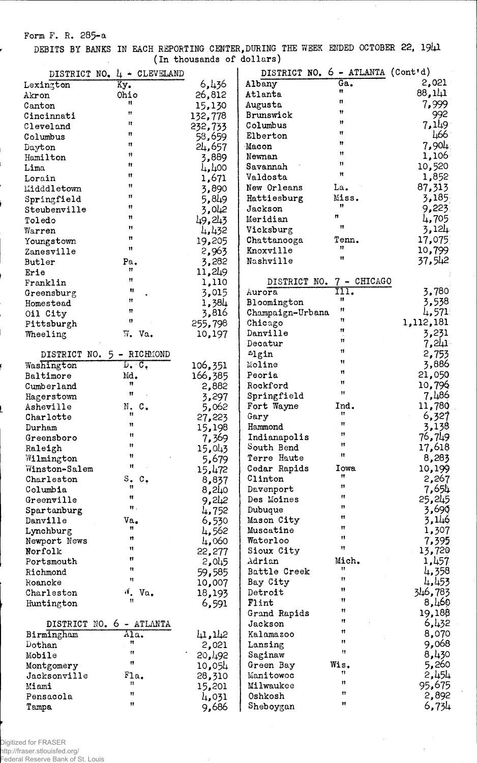Form F. R. 285-a

DEBITS BY BANKS IN EACH REPORTING CENTER, DURING THE WEEK ENDED OCTOBER 22, 1941
(In thousands of dollars)

| DISTRICT NO. 4 - CLEVELAND | | |
|---|---|---|
| Lexington | Ky. | 6,436 |
| Akron | Ohio | 26,812 |
| Canton | " | 15,130 |
| Cincinnati | " | 132,778 |
| Cleveland | " | 232,733 |
| Columbus | " | 58,659 |
| Dayton | " | 24,657 |
| Hamilton | " | 3,889 |
| Lima | " | 4,400 |
| Lorain | " | 1,671 |
| Midddletown | " | 3,890 |
| Springfield | " | 5,849 |
| Steubenville | " | 3,042 |
| Toledo | " | 49,243 |
| Warren | " | 4,432 |
| Youngstown | " | 19,205 |
| Zanesville | " | 2,963 |
| Butler | Pa. | 3,282 |
| Erie | " | 11,249 |
| Franklin | " | 1,110 |
| Greensburg | " | 3,015 |
| Homestead | " | 1,384 |
| Oil City | " | 3,816 |
| Pittsburgh | " | 255,798 |
| Wheeling | W. Va. | 10,197 |

| DISTRICT NO. 5 - RICHMOND | | |
|---|---|---|
| Washington | D. C. | 106,351 |
| Baltimore | Md. | 166,385 |
| Cumberland | " | 2,882 |
| Hagerstown | " | 3,297 |
| Asheville | N. C. | 5,062 |
| Charlotte | " | 27,223 |
| Durham | " | 15,198 |
| Greensboro | " | 7,369 |
| Raleigh | " | 15,043 |
| Wilmington | " | 5,679 |
| Winston-Salem | " | 15,472 |
| Charleston | S. C. | 8,837 |
| Columbia | " | 8,240 |
| Greenville | " | 9,242 |
| Spartanburg | " | 4,752 |
| Danville | Va. | 6,530 |
| Lynchburg | " | 4,562 |
| Newport News | " | 4,060 |
| Norfolk | " | 22,277 |
| Portsmouth | " | 2,045 |
| Richmond | " | 59,585 |
| Roanoke | " | 10,007 |
| Charleston | W. Va. | 18,193 |
| Huntington | " | 6,591 |

| DISTRICT NO. 6 - ATLANTA | | |
|---|---|---|
| Birmingham | Ala. | 41,142 |
| Dothan | " | 2,021 |
| Mobile | " | 20,492 |
| Montgomery | " | 10,054 |
| Jacksonville | Fla. | 28,310 |
| Miami | " | 15,201 |
| Pensacola | " | 4,031 |
| Tampa | " | 9,686 |

| DISTRICT NO. 6 - ATLANTA (Cont'd) | | |
|---|---|---|
| Albany | Ga. | 2,021 |
| Atlanta | " | 88,141 |
| Augusta | " | 7,999 |
| Brunswick | " | 992 |
| Columbus | " | 7,149 |
| Elberton | " | 466 |
| Macon | " | 7,904 |
| Newnan | " | 1,106 |
| Savannah | " | 10,520 |
| Valdosta | " | 1,852 |
| New Orleans | La. | 87,313 |
| Hattiesburg | Miss. | 3,185 |
| Jackson | " | 9,223 |
| Meridian | " | 4,705 |
| Vicksburg | " | 3,124 |
| Chattanooga | Tenn. | 17,075 |
| Knoxville | " | 10,799 |
| Nashville | " | 37,542 |

| DISTRICT NO. 7 - CHICAGO | | |
|---|---|---|
| Aurora | Ill. | 3,780 |
| Bloomington | " | 3,538 |
| Champaign-Urbana | " | 4,571 |
| Chicago | " | 1,112,181 |
| Danville | " | 3,231 |
| Decatur | " | 7,241 |
| Elgin | " | 2,753 |
| Moline | " | 3,886 |
| Peoria | " | 21,050 |
| Rockford | " | 10,796 |
| Springfield | " | 7,486 |
| Fort Wayne | Ind. | 11,780 |
| Gary | " | 6,327 |
| Hammond | " | 3,138 |
| Indianapolis | " | 76,749 |
| South Bend | " | 17,618 |
| Terre Haute | " | 8,283 |
| Cedar Rapids | Iowa | 10,199 |
| Clinton | " | 2,267 |
| Davenport | " | 7,654 |
| Des Moines | " | 25,245 |
| Dubuque | " | 3,690 |
| Mason City | " | 3,146 |
| Muscatine | " | 1,307 |
| Waterloo | " | 7,395 |
| Sioux City | " | 13,720 |
| Adrian | Mich. | 1,457 |
| Battle Creek | " | 4,358 |
| Bay City | " | 4,453 |
| Detroit | " | 346,783 |
| Flint | " | 8,460 |
| Grand Rapids | " | 19,188 |
| Jackson | " | 6,432 |
| Kalamazoo | " | 8,070 |
| Lansing | " | 9,068 |
| Saginaw | " | 8,430 |
| Green Bay | Wis. | 5,260 |
| Manitowoc | " | 2,454 |
| Milwaukee | " | 95,675 |
| Oshkosh | " | 2,892 |
| Sheboygan | " | 6,734 |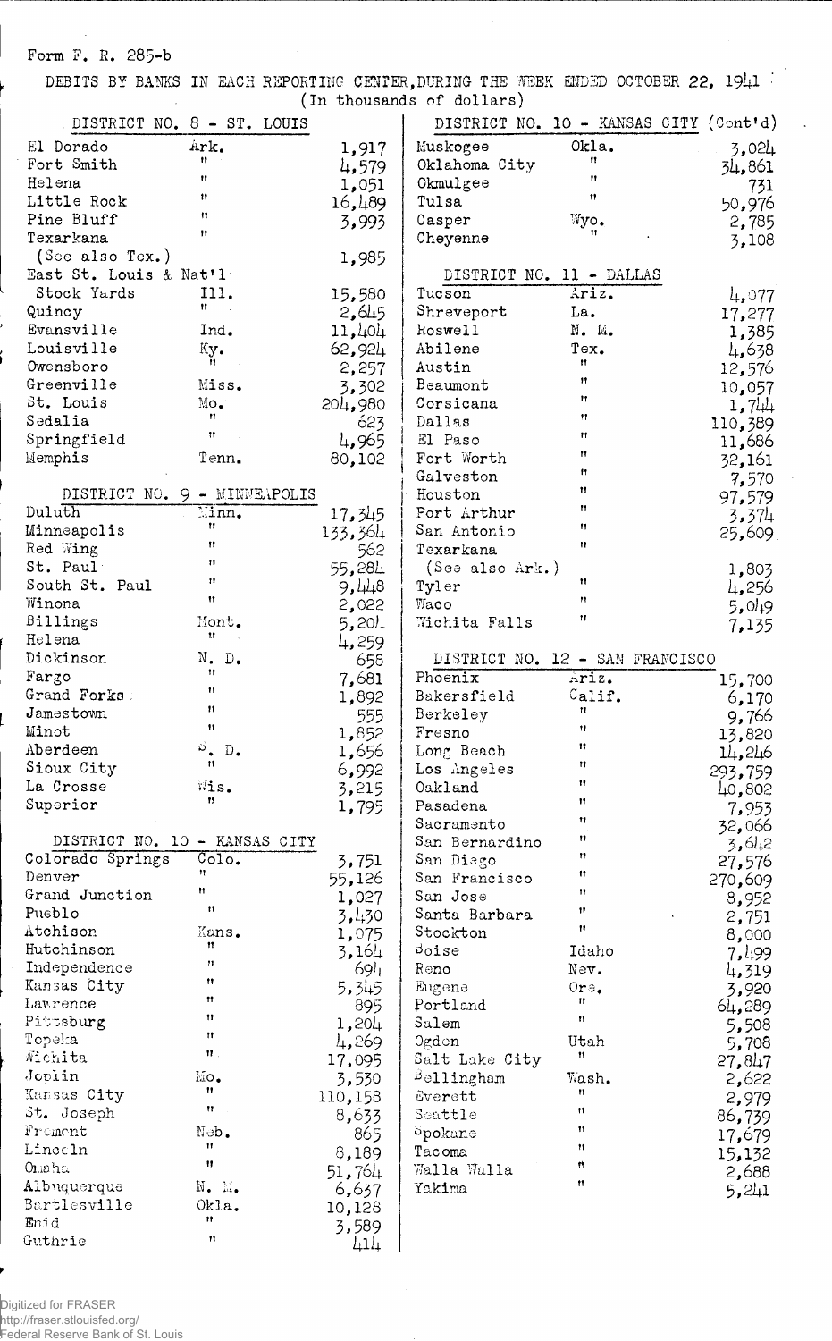Form F. R. 285-b

DEBITS BY BANKS IN EACH REPORTING CENTER, DURING THE WEEK ENDED OCTOBER 22, 1941

(In thousands of dollars)

| DISTRICT NO. 8 - ST. LOUIS | | |
|---|---|---|
| El Dorado | Ark. | 1,917 |
| Fort Smith | " | 4,579 |
| Helena | " | 1,051 |
| Little Rock | " | 16,489 |
| Pine Bluff | " | 3,993 |
| Texarkana (See also Tex.) | " | 1,985 |
| East St. Louis & Nat'l Stock Yards | Ill. | 15,580 |
| Quincy | " | 2,645 |
| Evansville | Ind. | 11,404 |
| Louisville | Ky. | 62,924 |
| Owensboro | " | 2,257 |
| Greenville | Miss. | 3,302 |
| St. Louis | Mo. | 204,980 |
| Sedalia | " | 623 |
| Springfield | " | 4,965 |
| Memphis | Tenn. | 80,102 |

| DISTRICT NO. 9 - MINNEAPOLIS | | |
|---|---|---|
| Duluth | Minn. | 17,345 |
| Minneapolis | " | 133,364 |
| Red Wing | " | 562 |
| St. Paul | " | 55,284 |
| South St. Paul | " | 9,448 |
| Winona | " | 2,022 |
| Billings | Mont. | 5,204 |
| Helena | " | 4,259 |
| Dickinson | N. D. | 658 |
| Fargo | " | 7,681 |
| Grand Forks | " | 1,892 |
| Jamestown | " | 555 |
| Minot | " | 1,852 |
| Aberdeen | S. D. | 1,656 |
| Sioux City | " | 6,992 |
| La Crosse | Wis. | 3,215 |
| Superior | " | 1,795 |

| DISTRICT NO. 10 - KANSAS CITY | | |
|---|---|---|
| Colorado Springs | Colo. | 3,751 |
| Denver | " | 55,126 |
| Grand Junction | " | 1,027 |
| Pueblo | " | 3,430 |
| Atchison | Kans. | 1,075 |
| Hutchinson | " | 3,164 |
| Independence | " | 694 |
| Kansas City | " | 5,345 |
| Lawrence | " | 895 |
| Pittsburg | " | 1,204 |
| Topeka | " | 4,269 |
| Wichita | " | 17,095 |
| Joplin | Mo. | 3,530 |
| Kansas City | " | 110,158 |
| St. Joseph | " | 8,633 |
| Fremont | Neb. | 865 |
| Lincoln | " | 8,189 |
| Omaha | " | 51,764 |
| Albuquerque | N. M. | 6,637 |
| Bartlesville | Okla. | 10,128 |
| Enid | " | 3,589 |
| Guthrie | " | 414 |

| DISTRICT NO. 10 - KANSAS CITY (Cont'd) | | |
|---|---|---|
| Muskogee | Okla. | 3,024 |
| Oklahoma City | " | 34,861 |
| Okmulgee | " | 731 |
| Tulsa | " | 50,976 |
| Casper | Wyo. | 2,785 |
| Cheyenne | " | 3,108 |

| DISTRICT NO. 11 - DALLAS | | |
|---|---|---|
| Tucson | Ariz. | 4,077 |
| Shreveport | La. | 17,277 |
| Roswell | N. M. | 1,385 |
| Abilene | Tex. | 4,638 |
| Austin | " | 12,576 |
| Beaumont | " | 10,057 |
| Corsicana | " | 1,744 |
| Dallas | " | 110,389 |
| El Paso | " | 11,686 |
| Fort Worth | " | 32,161 |
| Galveston | " | 7,570 |
| Houston | " | 97,579 |
| Port Arthur | " | 3,374 |
| San Antonio | " | 25,609 |
| Texarkana (See also Ark.) | " | 1,803 |
| Tyler | " | 4,256 |
| Waco | " | 5,049 |
| Wichita Falls | " | 7,135 |

| DISTRICT NO. 12 - SAN FRANCISCO | | |
|---|---|---|
| Phoenix | Ariz. | 15,700 |
| Bakersfield | Calif. | 6,170 |
| Berkeley | " | 9,766 |
| Fresno | " | 13,820 |
| Long Beach | " | 14,246 |
| Los Angeles | " | 293,759 |
| Oakland | " | 40,802 |
| Pasadena | " | 7,953 |
| Sacramento | " | 32,066 |
| San Bernardino | " | 3,642 |
| San Diego | " | 27,576 |
| San Francisco | " | 270,609 |
| San Jose | " | 8,952 |
| Santa Barbara | " | 2,751 |
| Stockton | " | 8,000 |
| Boise | Idaho | 7,499 |
| Reno | Nev. | 4,319 |
| Eugene | Ore. | 3,920 |
| Portland | " | 64,289 |
| Salem | " | 5,508 |
| Ogden | Utah | 5,708 |
| Salt Lake City | " | 27,847 |
| Bellingham | Wash. | 2,622 |
| Everett | " | 2,979 |
| Seattle | " | 86,739 |
| Spokane | " | 17,679 |
| Tacoma | " | 15,132 |
| Walla Walla | " | 2,688 |
| Yakima | " | 5,241 |